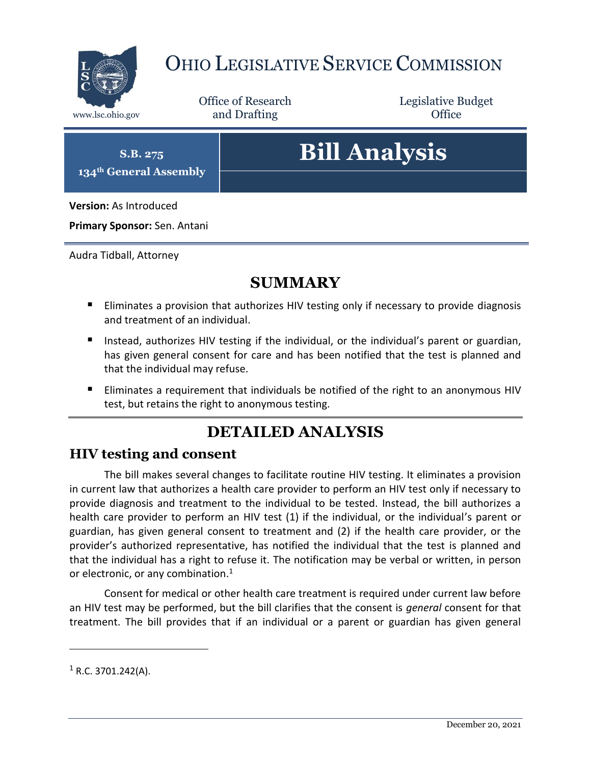# Ohio Legislative Service Commission

www.lsc.ohio.gov

Office of Research and Drafting

Legislative Budget Office

**S.B. 275**
**134th General Assembly**

# Bill Analysis

**Version:** As Introduced

**Primary Sponsor:** Sen. Antani

Audra Tidball, Attorney

## SUMMARY

- Eliminates a provision that authorizes HIV testing only if necessary to provide diagnosis and treatment of an individual.
- Instead, authorizes HIV testing if the individual, or the individual's parent or guardian, has given general consent for care and has been notified that the test is planned and that the individual may refuse.
- Eliminates a requirement that individuals be notified of the right to an anonymous HIV test, but retains the right to anonymous testing.

## DETAILED ANALYSIS

### HIV testing and consent

The bill makes several changes to facilitate routine HIV testing. It eliminates a provision in current law that authorizes a health care provider to perform an HIV test only if necessary to provide diagnosis and treatment to the individual to be tested. Instead, the bill authorizes a health care provider to perform an HIV test (1) if the individual, or the individual's parent or guardian, has given general consent to treatment and (2) if the health care provider, or the provider's authorized representative, has notified the individual that the test is planned and that the individual has a right to refuse it. The notification may be verbal or written, in person or electronic, or any combination.[1]

Consent for medical or other health care treatment is required under current law before an HIV test may be performed, but the bill clarifies that the consent is *general* consent for that treatment. The bill provides that if an individual or a parent or guardian has given general

[1] R.C. 3701.242(A).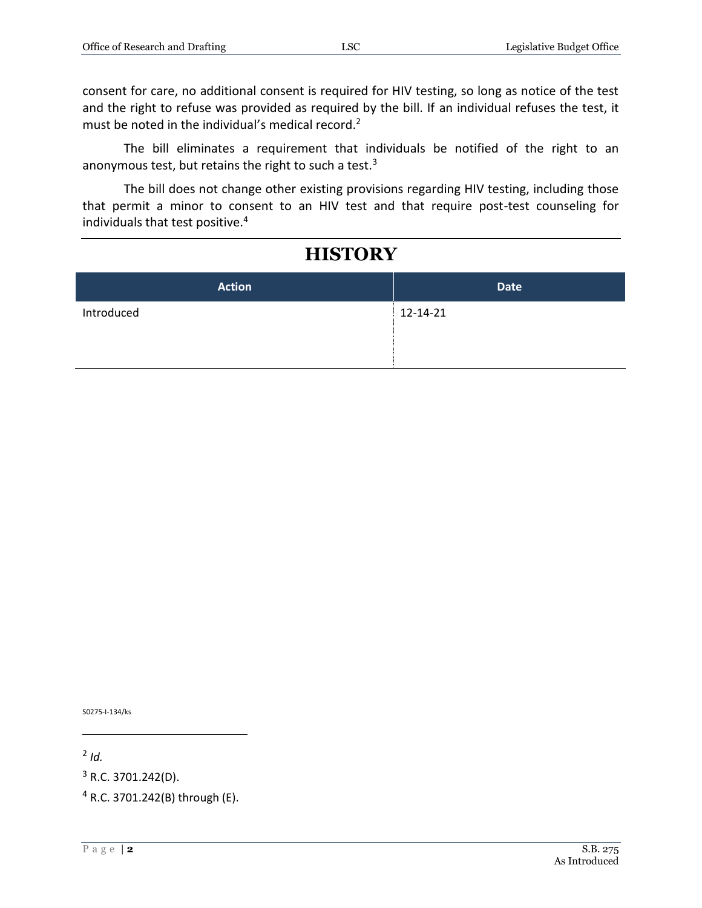consent for care, no additional consent is required for HIV testing, so long as notice of the test and the right to refuse was provided as required by the bill. If an individual refuses the test, it must be noted in the individual's medical record.[2]

The bill eliminates a requirement that individuals be notified of the right to an anonymous test, but retains the right to such a test.[3]

The bill does not change other existing provisions regarding HIV testing, including those that permit a minor to consent to an HIV test and that require post-test counseling for individuals that test positive.[4]

# HISTORY

| Action | Date |
| --- | --- |
| Introduced | 12-14-21 |

S0275-I-134/ks

[2] *Id.*

[3] R.C. 3701.242(D).

[4] R.C. 3701.242(B) through (E).